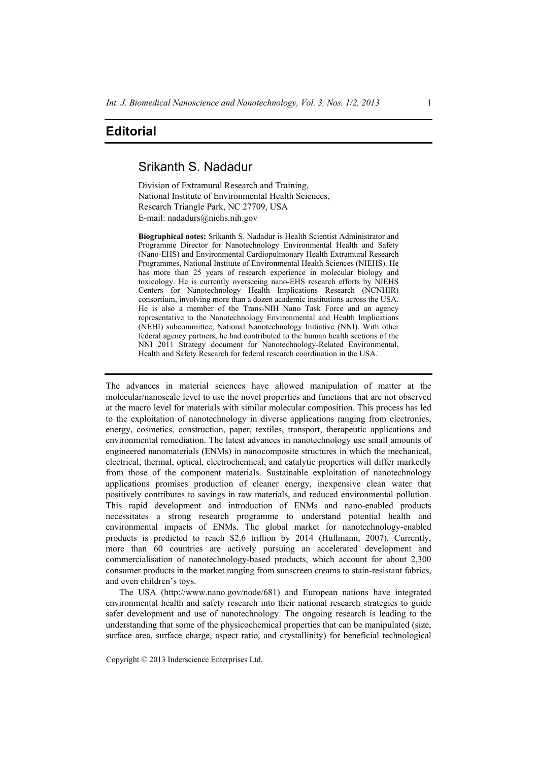# Editorial

## Srikanth S. Nadadur

Division of Extramural Research and Training,
National Institute of Environmental Health Sciences,
Research Triangle Park, NC 27709, USA
E-mail: nadadurs@niehs.nih.gov

**Biographical notes:** Srikanth S. Nadadur is Health Scientist Administrator and Programme Director for Nanotechnology Environmental Health and Safety (Nano-EHS) and Environmental Cardiopulmonary Health Extramural Research Programmes, National Institute of Environmental Health Sciences (NIEHS). He has more than 25 years of research experience in molecular biology and toxicology. He is currently overseeing nano-EHS research efforts by NIEHS Centers for Nanotechnology Health Implications Research (NCNHIR) consortium, involving more than a dozen academic institutions across the USA. He is also a member of the Trans-NIH Nano Task Force and an agency representative to the Nanotechnology Environmental and Health Implications (NEHI) subcommittee, National Nanotechnology Initiative (NNI). With other federal agency partners, he had contributed to the human health sections of the NNI 2011 Strategy document for Nanotechnology-Related Environmental, Health and Safety Research for federal research coordination in the USA.

---

The advances in material sciences have allowed manipulation of matter at the molecular/nanoscale level to use the novel properties and functions that are not observed at the macro level for materials with similar molecular composition. This process has led to the exploitation of nanotechnology in diverse applications ranging from electronics, energy, cosmetics, construction, paper, textiles, transport, therapeutic applications and environmental remediation. The latest advances in nanotechnology use small amounts of engineered nanomaterials (ENMs) in nanocomposite structures in which the mechanical, electrical, thermal, optical, electrochemical, and catalytic properties will differ markedly from those of the component materials. Sustainable exploitation of nanotechnology applications promises production of cleaner energy, inexpensive clean water that positively contributes to savings in raw materials, and reduced environmental pollution. This rapid development and introduction of ENMs and nano-enabled products necessitates a strong research programme to understand potential health and environmental impacts of ENMs. The global market for nanotechnology-enabled products is predicted to reach $2.6 trillion by 2014 (Hullmann, 2007). Currently, more than 60 countries are actively pursuing an accelerated development and commercialisation of nanotechnology-based products, which account for about 2,300 consumer products in the market ranging from sunscreen creams to stain-resistant fabrics, and even children's toys.

The USA (http://www.nano.gov/node/681) and European nations have integrated environmental health and safety research into their national research strategies to guide safer development and use of nanotechnology. The ongoing research is leading to the understanding that some of the physicochemical properties that can be manipulated (size, surface area, surface charge, aspect ratio, and crystallinity) for beneficial technological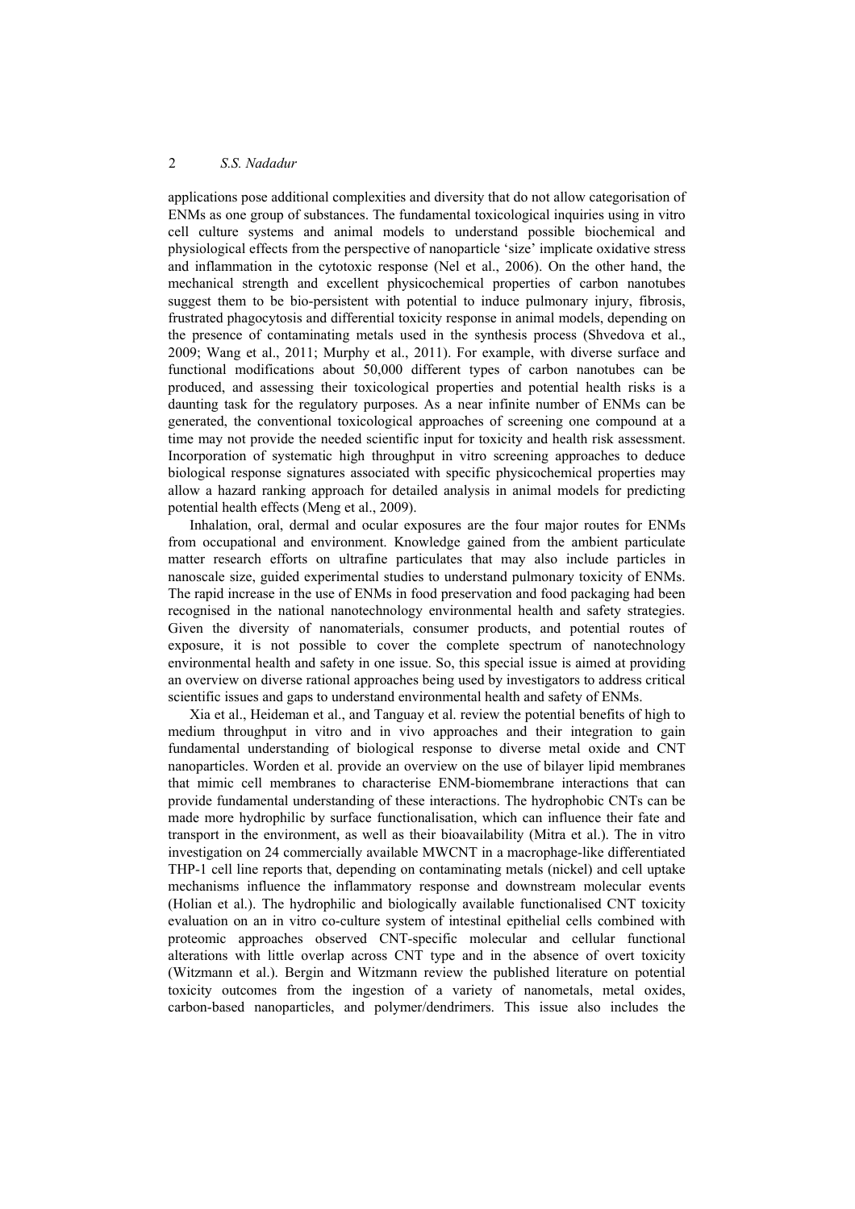applications pose additional complexities and diversity that do not allow categorisation of ENMs as one group of substances. The fundamental toxicological inquiries using in vitro cell culture systems and animal models to understand possible biochemical and physiological effects from the perspective of nanoparticle 'size' implicate oxidative stress and inflammation in the cytotoxic response (Nel et al., 2006). On the other hand, the mechanical strength and excellent physicochemical properties of carbon nanotubes suggest them to be bio-persistent with potential to induce pulmonary injury, fibrosis, frustrated phagocytosis and differential toxicity response in animal models, depending on the presence of contaminating metals used in the synthesis process (Shvedova et al., 2009; Wang et al., 2011; Murphy et al., 2011). For example, with diverse surface and functional modifications about 50,000 different types of carbon nanotubes can be produced, and assessing their toxicological properties and potential health risks is a daunting task for the regulatory purposes. As a near infinite number of ENMs can be generated, the conventional toxicological approaches of screening one compound at a time may not provide the needed scientific input for toxicity and health risk assessment. Incorporation of systematic high throughput in vitro screening approaches to deduce biological response signatures associated with specific physicochemical properties may allow a hazard ranking approach for detailed analysis in animal models for predicting potential health effects (Meng et al., 2009).

Inhalation, oral, dermal and ocular exposures are the four major routes for ENMs from occupational and environment. Knowledge gained from the ambient particulate matter research efforts on ultrafine particulates that may also include particles in nanoscale size, guided experimental studies to understand pulmonary toxicity of ENMs. The rapid increase in the use of ENMs in food preservation and food packaging had been recognised in the national nanotechnology environmental health and safety strategies. Given the diversity of nanomaterials, consumer products, and potential routes of exposure, it is not possible to cover the complete spectrum of nanotechnology environmental health and safety in one issue. So, this special issue is aimed at providing an overview on diverse rational approaches being used by investigators to address critical scientific issues and gaps to understand environmental health and safety of ENMs.

Xia et al., Heideman et al., and Tanguay et al. review the potential benefits of high to medium throughput in vitro and in vivo approaches and their integration to gain fundamental understanding of biological response to diverse metal oxide and CNT nanoparticles. Worden et al. provide an overview on the use of bilayer lipid membranes that mimic cell membranes to characterise ENM-biomembrane interactions that can provide fundamental understanding of these interactions. The hydrophobic CNTs can be made more hydrophilic by surface functionalisation, which can influence their fate and transport in the environment, as well as their bioavailability (Mitra et al.). The in vitro investigation on 24 commercially available MWCNT in a macrophage-like differentiated THP-1 cell line reports that, depending on contaminating metals (nickel) and cell uptake mechanisms influence the inflammatory response and downstream molecular events (Holian et al.). The hydrophilic and biologically available functionalised CNT toxicity evaluation on an in vitro co-culture system of intestinal epithelial cells combined with proteomic approaches observed CNT-specific molecular and cellular functional alterations with little overlap across CNT type and in the absence of overt toxicity (Witzmann et al.). Bergin and Witzmann review the published literature on potential toxicity outcomes from the ingestion of a variety of nanometals, metal oxides, carbon-based nanoparticles, and polymer/dendrimers. This issue also includes the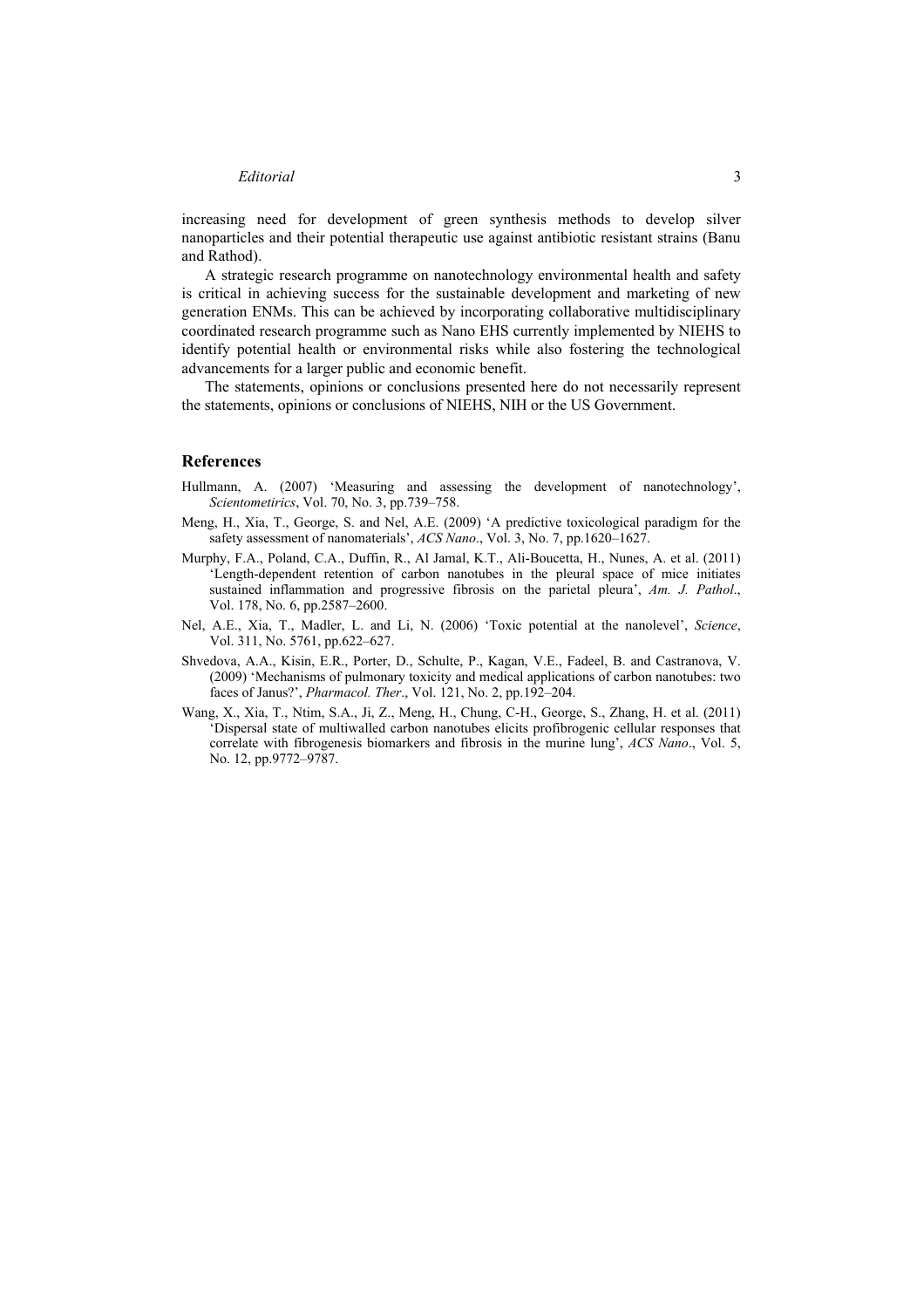increasing need for development of green synthesis methods to develop silver nanoparticles and their potential therapeutic use against antibiotic resistant strains (Banu and Rathod).

A strategic research programme on nanotechnology environmental health and safety is critical in achieving success for the sustainable development and marketing of new generation ENMs. This can be achieved by incorporating collaborative multidisciplinary coordinated research programme such as Nano EHS currently implemented by NIEHS to identify potential health or environmental risks while also fostering the technological advancements for a larger public and economic benefit.

The statements, opinions or conclusions presented here do not necessarily represent the statements, opinions or conclusions of NIEHS, NIH or the US Government.

## References

Hullmann, A. (2007) 'Measuring and assessing the development of nanotechnology', *Scientometirics*, Vol. 70, No. 3, pp.739–758.

Meng, H., Xia, T., George, S. and Nel, A.E. (2009) 'A predictive toxicological paradigm for the safety assessment of nanomaterials', *ACS Nano*., Vol. 3, No. 7, pp.1620–1627.

Murphy, F.A., Poland, C.A., Duffin, R., Al Jamal, K.T., Ali-Boucetta, H., Nunes, A. et al. (2011) 'Length-dependent retention of carbon nanotubes in the pleural space of mice initiates sustained inflammation and progressive fibrosis on the parietal pleura', *Am. J. Pathol*., Vol. 178, No. 6, pp.2587–2600.

Nel, A.E., Xia, T., Madler, L. and Li, N. (2006) 'Toxic potential at the nanolevel', *Science*, Vol. 311, No. 5761, pp.622–627.

Shvedova, A.A., Kisin, E.R., Porter, D., Schulte, P., Kagan, V.E., Fadeel, B. and Castranova, V. (2009) 'Mechanisms of pulmonary toxicity and medical applications of carbon nanotubes: two faces of Janus?', *Pharmacol. Ther*., Vol. 121, No. 2, pp.192–204.

Wang, X., Xia, T., Ntim, S.A., Ji, Z., Meng, H., Chung, C-H., George, S., Zhang, H. et al. (2011) 'Dispersal state of multiwalled carbon nanotubes elicits profibrogenic cellular responses that correlate with fibrogenesis biomarkers and fibrosis in the murine lung', *ACS Nano*., Vol. 5, No. 12, pp.9772–9787.